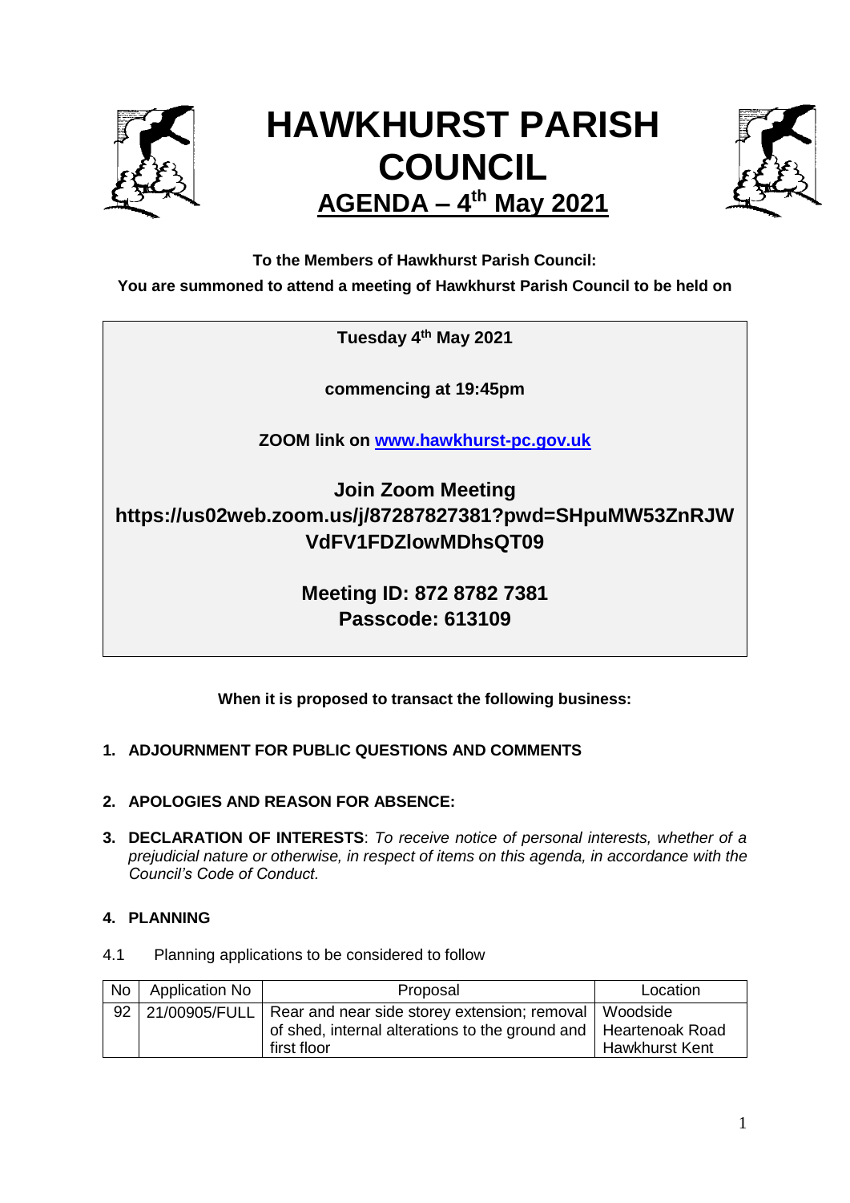# HAWKHURST PARISH COUNCIL

## AGENDA – 4th May 2021

**To the Members of Hawkhurst Parish Council:**

**You are summoned to attend a meeting of Hawkhurst Parish Council to be held on**

**Tuesday 4th May 2021**

**commencing at 19:45pm**

**ZOOM link on [www.hawkhurst-pc.gov.uk](http://www.hawkhurst-pc.gov.uk)**

**Join Zoom Meeting**
**https://us02web.zoom.us/j/87287827381?pwd=SHpuMW53ZnRJWVdFV1FDZlowMDhsQT09**

**Meeting ID: 872 8782 7381**
**Passcode: 613109**

**When it is proposed to transact the following business:**

1. **ADJOURNMENT FOR PUBLIC QUESTIONS AND COMMENTS**

2. **APOLOGIES AND REASON FOR ABSENCE:**

3. **DECLARATION OF INTERESTS**: *To receive notice of personal interests, whether of a prejudicial nature or otherwise, in respect of items on this agenda, in accordance with the Council's Code of Conduct.*

4. **PLANNING**

4.1 Planning applications to be considered to follow

| No | Application No | Proposal | Location |
|---|---|---|---|
| 92 | 21/00905/FULL | Rear and near side storey extension; removal of shed, internal alterations to the ground and first floor | Woodside Heartenoak Road Hawkhurst Kent |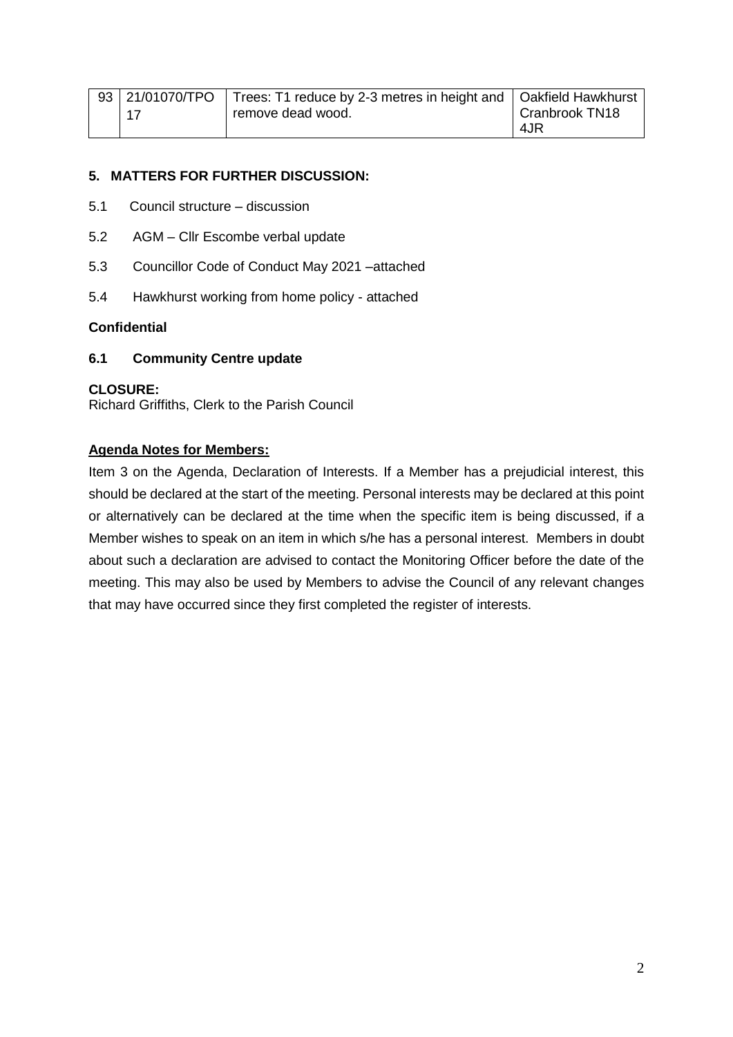| | | | |
|---|---|---|---|
| 93 | 21/01070/TPO 17 | Trees: T1 reduce by 2-3 metres in height and remove dead wood. | Oakfield Hawkhurst Cranbrook TN18 4JR |

**5. MATTERS FOR FURTHER DISCUSSION:**

5.1 Council structure – discussion

5.2 AGM – Cllr Escombe verbal update

5.3 Councillor Code of Conduct May 2021 –attached

5.4 Hawkhurst working from home policy - attached

**Confidential**

**6.1 Community Centre update**

**CLOSURE:**
Richard Griffiths, Clerk to the Parish Council

**Agenda Notes for Members:**

Item 3 on the Agenda, Declaration of Interests. If a Member has a prejudicial interest, this should be declared at the start of the meeting. Personal interests may be declared at this point or alternatively can be declared at the time when the specific item is being discussed, if a Member wishes to speak on an item in which s/he has a personal interest. Members in doubt about such a declaration are advised to contact the Monitoring Officer before the date of the meeting. This may also be used by Members to advise the Council of any relevant changes that may have occurred since they first completed the register of interests.